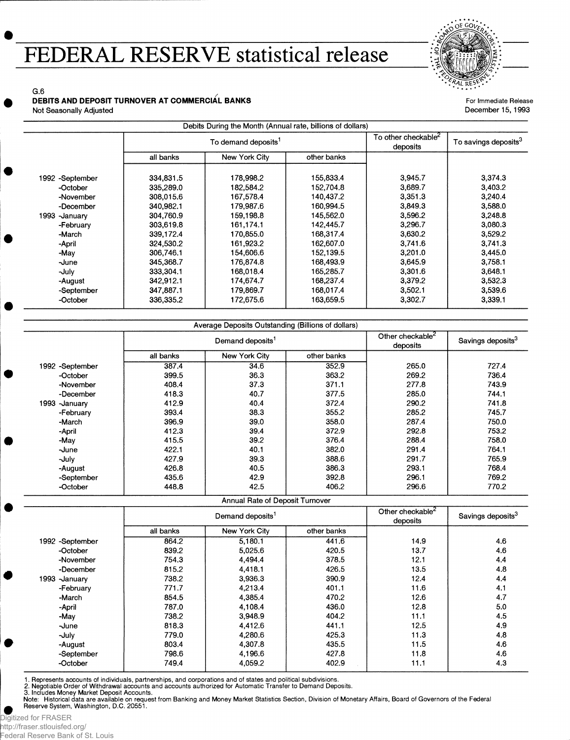# FEDERAL RESERVE statistical release

G.6

**DEBITS AND DEPOSIT TURNOVER AT COMMERCIAL BANKS**

Not Seasonally Adjusted

For Immediate Release
December 15, 1993

Debits During the Month (Annual rate, billions of dollars)

| | To demand deposits[1] | | | To other checkable[2] deposits | To savings deposits[3] |
|---|---|---|---|---|---|
| | all banks | New York City | other banks | | |
| 1992 -September | 334,831.5 | 178,998.2 | 155,833.4 | 3,945.7 | 3,374.3 |
| -October | 335,289.0 | 182,584.2 | 152,704.8 | 3,689.7 | 3,403.2 |
| -November | 308,015.6 | 167,578.4 | 140,437.2 | 3,351.3 | 3,240.4 |
| -December | 340,982.1 | 179,987.6 | 160,994.5 | 3,849.3 | 3,588.0 |
| 1993 -January | 304,760.9 | 159,198.8 | 145,562.0 | 3,596.2 | 3,248.8 |
| -February | 303,619.8 | 161,174.1 | 142,445.7 | 3,296.7 | 3,080.3 |
| -March | 339,172.4 | 170,855.0 | 168,317.4 | 3,630.2 | 3,529.2 |
| -April | 324,530.2 | 161,923.2 | 162,607.0 | 3,741.6 | 3,741.3 |
| -May | 306,746.1 | 154,606.6 | 152,139.5 | 3,201.0 | 3,445.0 |
| -June | 345,368.7 | 176,874.8 | 168,493.9 | 3,645.9 | 3,758.1 |
| -July | 333,304.1 | 168,018.4 | 165,285.7 | 3,301.6 | 3,648.1 |
| -August | 342,912.1 | 174,674.7 | 168,237.4 | 3,379.2 | 3,532.3 |
| -September | 347,887.1 | 179,869.7 | 168,017.4 | 3,502.1 | 3,539.6 |
| -October | 336,335.2 | 172,675.6 | 163,659.5 | 3,302.7 | 3,339.1 |

Average Deposits Outstanding (Billions of dollars)

| | Demand deposits[1] | | | Other checkable[2] deposits | Savings deposits[3] |
|---|---|---|---|---|---|
| | all banks | New York City | other banks | | |
| 1992 -September | 387.4 | 34.6 | 352.9 | 265.0 | 727.4 |
| -October | 399.5 | 36.3 | 363.2 | 269.2 | 736.4 |
| -November | 408.4 | 37.3 | 371.1 | 277.8 | 743.9 |
| -December | 418.3 | 40.7 | 377.5 | 285.0 | 744.1 |
| 1993 -January | 412.9 | 40.4 | 372.4 | 290.2 | 741.8 |
| -February | 393.4 | 38.3 | 355.2 | 285.2 | 745.7 |
| -March | 396.9 | 39.0 | 358.0 | 287.4 | 750.0 |
| -April | 412.3 | 39.4 | 372.9 | 292.8 | 753.2 |
| -May | 415.5 | 39.2 | 376.4 | 288.4 | 758.0 |
| -June | 422.1 | 40.1 | 382.0 | 291.4 | 764.1 |
| -July | 427.9 | 39.3 | 388.6 | 291.7 | 765.9 |
| -August | 426.8 | 40.5 | 386.3 | 293.1 | 768.4 |
| -September | 435.6 | 42.9 | 392.8 | 296.1 | 769.2 |
| -October | 448.8 | 42.5 | 406.2 | 296.6 | 770.2 |

Annual Rate of Deposit Turnover

| | Demand deposits[1] | | | Other checkable[2] deposits | Savings deposits[3] |
|---|---|---|---|---|---|
| | all banks | New York City | other banks | | |
| 1992 -September | 864.2 | 5,180.1 | 441.6 | 14.9 | 4.6 |
| -October | 839.2 | 5,025.6 | 420.5 | 13.7 | 4.6 |
| -November | 754.3 | 4,494.4 | 378.5 | 12.1 | 4.4 |
| -December | 815.2 | 4,418.1 | 426.5 | 13.5 | 4.8 |
| 1993 -January | 738.2 | 3,936.3 | 390.9 | 12.4 | 4.4 |
| -February | 771.7 | 4,213.4 | 401.1 | 11.6 | 4.1 |
| -March | 854.5 | 4,385.4 | 470.2 | 12.6 | 4.7 |
| -April | 787.0 | 4,108.4 | 436.0 | 12.8 | 5.0 |
| -May | 738.2 | 3,948.9 | 404.2 | 11.1 | 4.5 |
| -June | 818.3 | 4,412.6 | 441.1 | 12.5 | 4.9 |
| -July | 779.0 | 4,280.6 | 425.3 | 11.3 | 4.8 |
| -August | 803.4 | 4,307.8 | 435.5 | 11.5 | 4.6 |
| -September | 798.6 | 4,196.6 | 427.8 | 11.8 | 4.6 |
| -October | 749.4 | 4,059.2 | 402.9 | 11.1 | 4.3 |

1. Represents accounts of individuals, partnerships, and corporations and of states and political subdivisions.
2. Negotiable Order of Withdrawal accounts and accounts authorized for Automatic Transfer to Demand Deposits.
3. Includes Money Market Deposit Accounts.

Note: Historical data are available on request from Banking and Money Market Statistics Section, Division of Monetary Affairs, Board of Governors of the Federal Reserve System, Washington, D.C. 20551.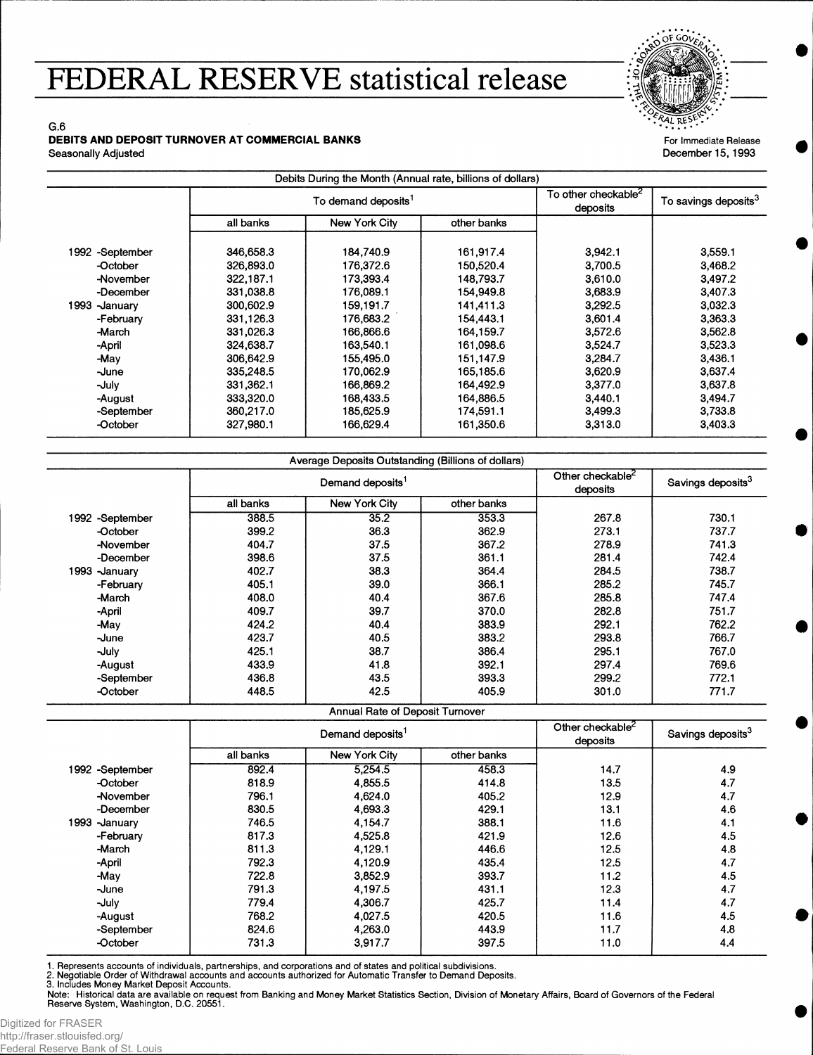# FEDERAL RESERVE statistical release

G.6

**DEBITS AND DEPOSIT TURNOVER AT COMMERCIAL BANKS**

Seasonally Adjusted

For Immediate Release
December 15, 1993

| | Debits During the Month (Annual rate, billions of dollars) | | | | |
|---|---|---|---|---|---|
| | To demand deposits[1] | | | To other checkable[2] deposits | To savings deposits[3] |
| | all banks | New York City | other banks | | |
| 1992 -September | 346,658.3 | 184,740.9 | 161,917.4 | 3,942.1 | 3,559.1 |
| -October | 326,893.0 | 176,372.6 | 150,520.4 | 3,700.5 | 3,468.2 |
| -November | 322,187.1 | 173,393.4 | 148,793.7 | 3,610.0 | 3,497.2 |
| -December | 331,038.8 | 176,089.1 | 154,949.8 | 3,683.9 | 3,407.3 |
| 1993 -January | 300,602.9 | 159,191.7 | 141,411.3 | 3,292.5 | 3,032.3 |
| -February | 331,126.3 | 176,683.2 | 154,443.1 | 3,601.4 | 3,363.3 |
| -March | 331,026.3 | 166,866.6 | 164,159.7 | 3,572.6 | 3,562.8 |
| -April | 324,638.7 | 163,540.1 | 161,098.6 | 3,524.7 | 3,523.3 |
| -May | 306,642.9 | 155,495.0 | 151,147.9 | 3,284.7 | 3,436.1 |
| -June | 335,248.5 | 170,062.9 | 165,185.6 | 3,620.9 | 3,637.4 |
| -July | 331,362.1 | 166,869.2 | 164,492.9 | 3,377.0 | 3,637.8 |
| -August | 333,320.0 | 168,433.5 | 164,886.5 | 3,440.1 | 3,494.7 |
| -September | 360,217.0 | 185,625.9 | 174,591.1 | 3,499.3 | 3,733.8 |
| -October | 327,980.1 | 166,629.4 | 161,350.6 | 3,313.0 | 3,403.3 |

| | Average Deposits Outstanding (Billions of dollars) | | | | |
|---|---|---|---|---|---|
| | Demand deposits[1] | | | Other checkable[2] deposits | Savings deposits[3] |
| | all banks | New York City | other banks | | |
| 1992 -September | 388.5 | 35.2 | 353.3 | 267.8 | 730.1 |
| -October | 399.2 | 36.3 | 362.9 | 273.1 | 737.7 |
| -November | 404.7 | 37.5 | 367.2 | 278.9 | 741.3 |
| -December | 398.6 | 37.5 | 361.1 | 281.4 | 742.4 |
| 1993 -January | 402.7 | 38.3 | 364.4 | 284.5 | 738.7 |
| -February | 405.1 | 39.0 | 366.1 | 285.2 | 745.7 |
| -March | 408.0 | 40.4 | 367.6 | 285.8 | 747.4 |
| -April | 409.7 | 39.7 | 370.0 | 282.8 | 751.7 |
| -May | 424.2 | 40.4 | 383.9 | 292.1 | 762.2 |
| -June | 423.7 | 40.5 | 383.2 | 293.8 | 766.7 |
| -July | 425.1 | 38.7 | 386.4 | 295.1 | 767.0 |
| -August | 433.9 | 41.8 | 392.1 | 297.4 | 769.6 |
| -September | 436.8 | 43.5 | 393.3 | 299.2 | 772.1 |
| -October | 448.5 | 42.5 | 405.9 | 301.0 | 771.7 |

| | Annual Rate of Deposit Turnover | | | | |
|---|---|---|---|---|---|
| | Demand deposits[1] | | | Other checkable[2] deposits | Savings deposits[3] |
| | all banks | New York City | other banks | | |
| 1992 -September | 892.4 | 5,254.5 | 458.3 | 14.7 | 4.9 |
| -October | 818.9 | 4,855.5 | 414.8 | 13.5 | 4.7 |
| -November | 796.1 | 4,624.0 | 405.2 | 12.9 | 4.7 |
| -December | 830.5 | 4,693.3 | 429.1 | 13.1 | 4.6 |
| 1993 -January | 746.5 | 4,154.7 | 388.1 | 11.6 | 4.1 |
| -February | 817.3 | 4,525.8 | 421.9 | 12.6 | 4.5 |
| -March | 811.3 | 4,129.1 | 446.6 | 12.5 | 4.8 |
| -April | 792.3 | 4,120.9 | 435.4 | 12.5 | 4.7 |
| -May | 722.8 | 3,852.9 | 393.7 | 11.2 | 4.5 |
| -June | 791.3 | 4,197.5 | 431.1 | 12.3 | 4.7 |
| -July | 779.4 | 4,306.7 | 425.7 | 11.4 | 4.7 |
| -August | 768.2 | 4,027.5 | 420.5 | 11.6 | 4.5 |
| -September | 824.6 | 4,263.0 | 443.9 | 11.7 | 4.8 |
| -October | 731.3 | 3,917.7 | 397.5 | 11.0 | 4.4 |

1. Represents accounts of individuals, partnerships, and corporations and of states and political subdivisions.
2. Negotiable Order of Withdrawal accounts and accounts authorized for Automatic Transfer to Demand Deposits.
3. Includes Money Market Deposit Accounts.

Note: Historical data are available on request from Banking and Money Market Statistics Section, Division of Monetary Affairs, Board of Governors of the Federal Reserve System, Washington, D.C. 20551.